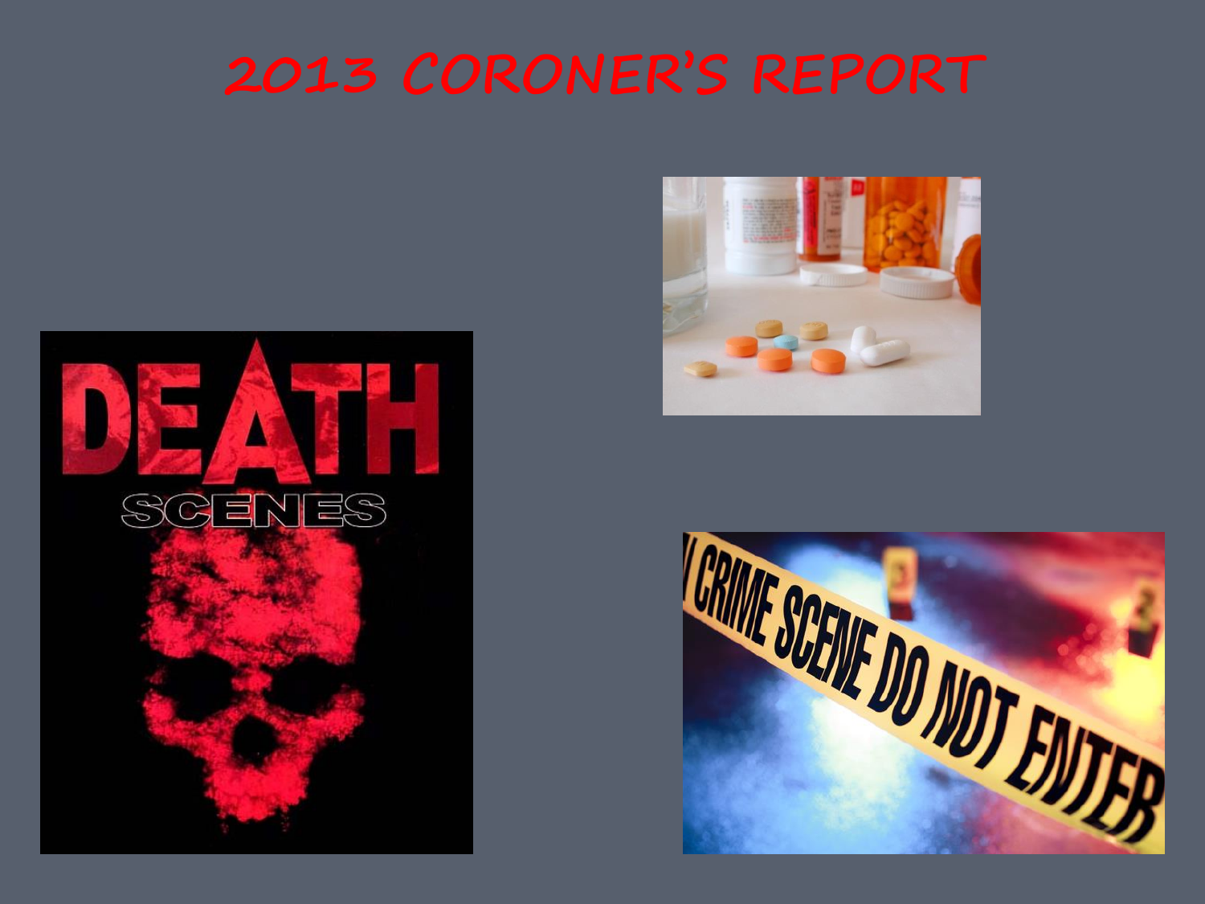# 2013 CORONER'S REPORT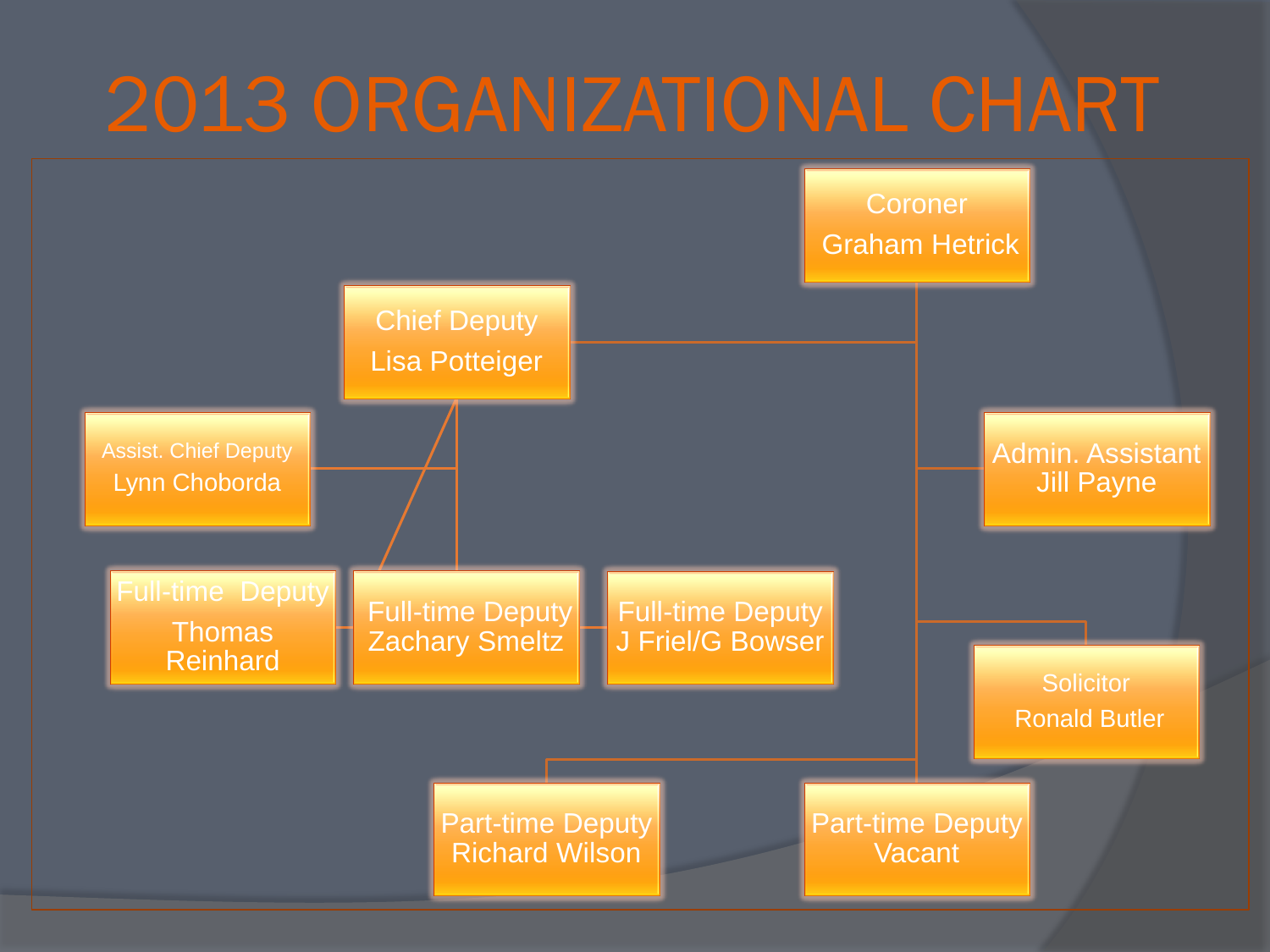# 2013 ORGANIZATIONAL CHART

- Coroner
  Graham Hetrick
  - Chief Deputy
    Lisa Potteiger
    - Assist. Chief Deputy
      Lynn Choborda
    - Full-time Deputy
      Thomas Reinhard
    - Full-time Deputy
      Zachary Smeltz
    - Full-time Deputy
      J Friel/G Bowser
  - Admin. Assistant
    Jill Payne
  - Solicitor
    Ronald Butler
  - Part-time Deputy
    Richard Wilson
  - Part-time Deputy
    Vacant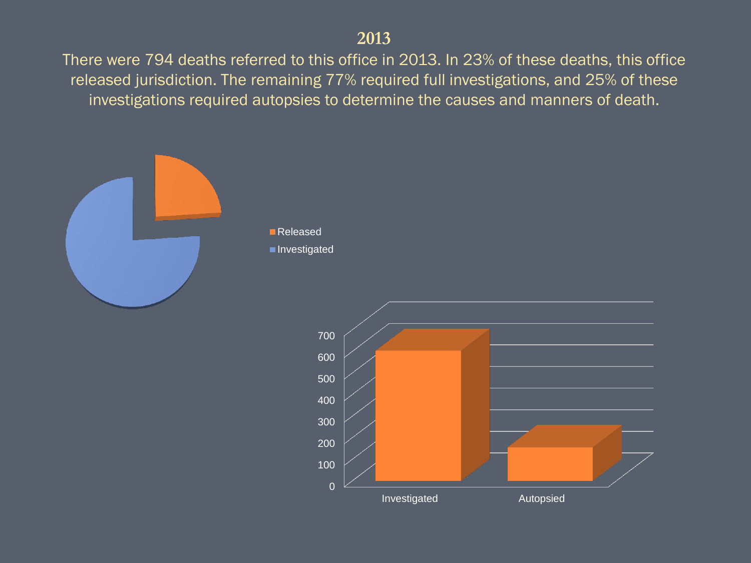# 2013

There were 794 deaths referred to this office in 2013. In 23% of these deaths, this office released jurisdiction. The remaining 77% required full investigations, and 25% of these investigations required autopsies to determine the causes and manners of death.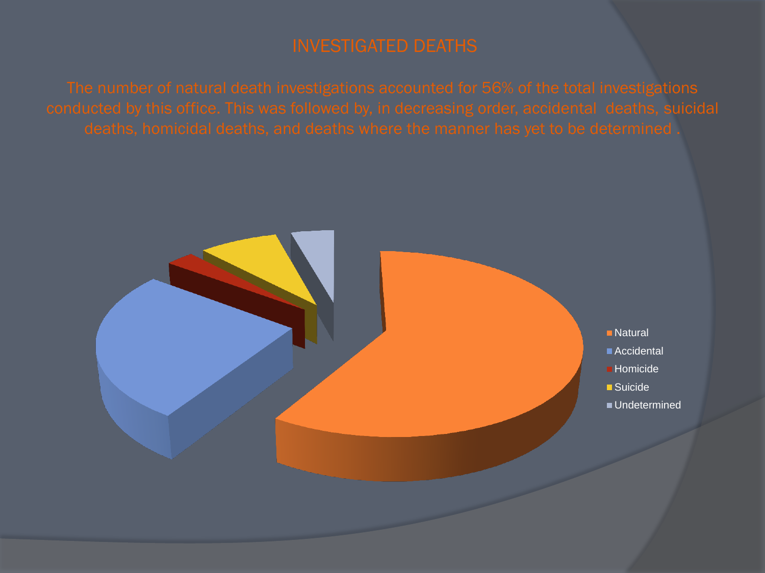# INVESTIGATED DEATHS

The number of natural death investigations accounted for 56% of the total investigations conducted by this office. This was followed by, in decreasing order, accidental deaths, suicidal deaths, homicidal deaths, and deaths where the manner has yet to be determined .

- Natural
- Accidental
- Homicide
- Suicide
- Undetermined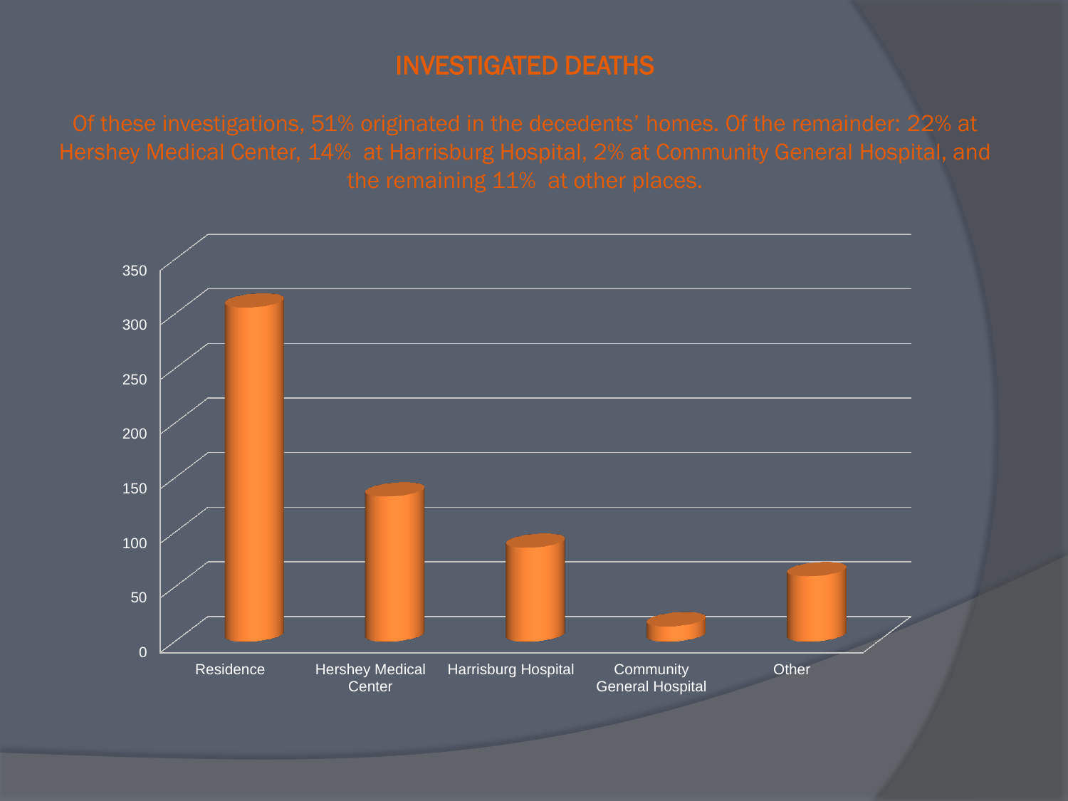# INVESTIGATED DEATHS

Of these investigations, 51% originated in the decedents' homes. Of the remainder: 22% at Hershey Medical Center, 14% at Harrisburg Hospital, 2% at Community General Hospital, and the remaining 11% at other places.

350
300
250
200
150
100
50
0

Residence | Hershey Medical Center | Harrisburg Hospital | Community General Hospital | Other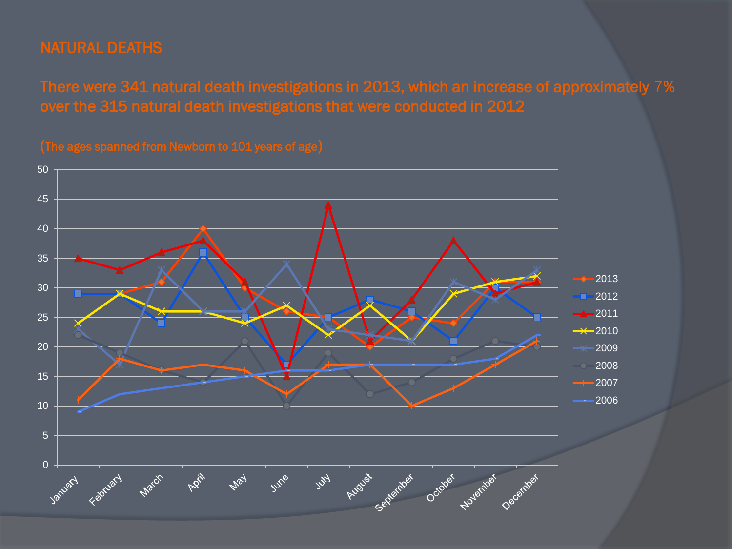# NATURAL DEATHS

## There were 341 natural death investigations in 2013, which an increase of approximately 7% over the 315 natural death investigations that were conducted in 2012

(The ages spanned from Newborn to 101 years of age)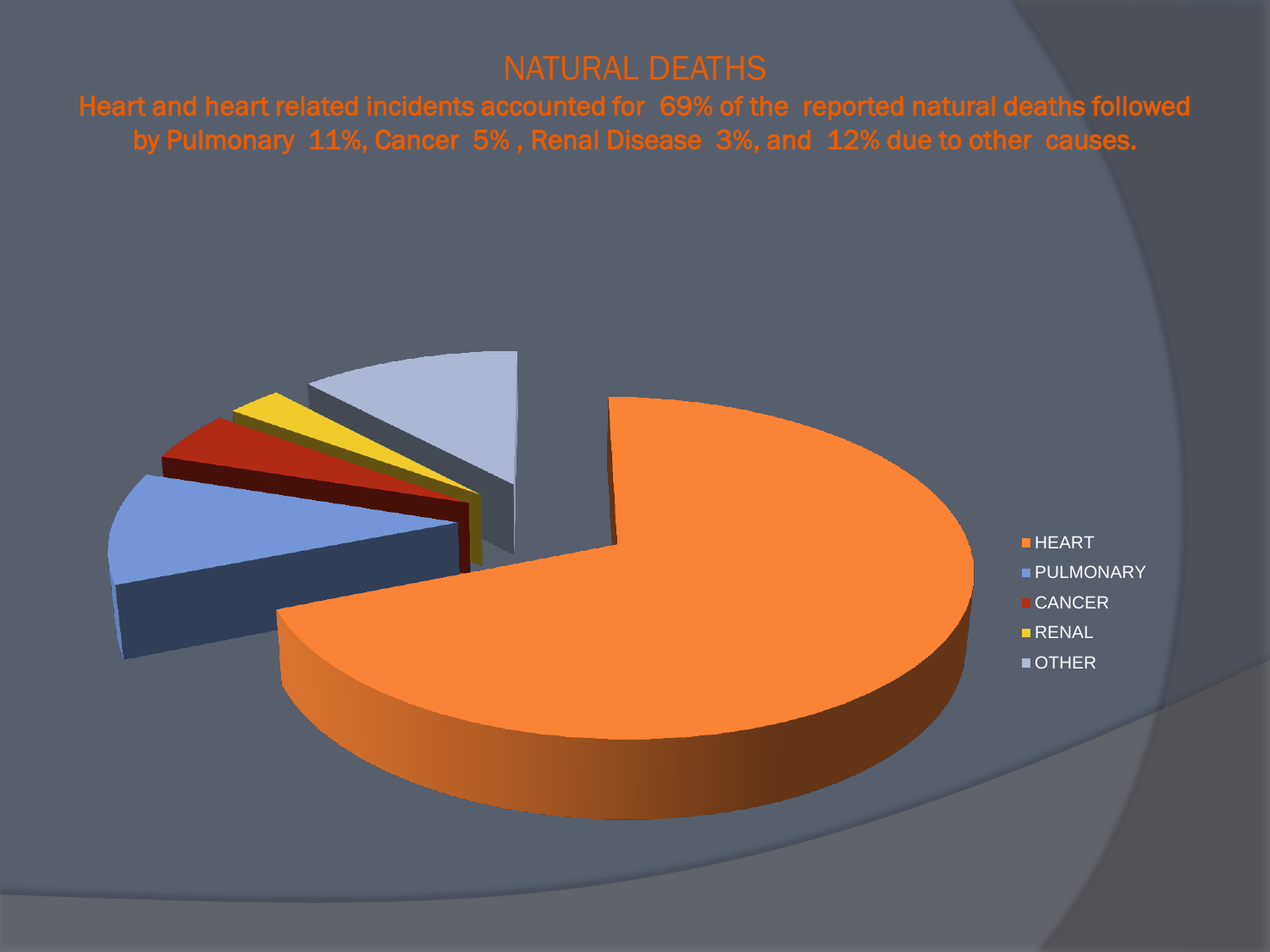# NATURAL DEATHS

**Heart and heart related incidents accounted for 69% of the reported natural deaths followed by Pulmonary 11%, Cancer 5% , Renal Disease 3%, and 12% due to other causes.**

- HEART
- PULMONARY
- CANCER
- RENAL
- OTHER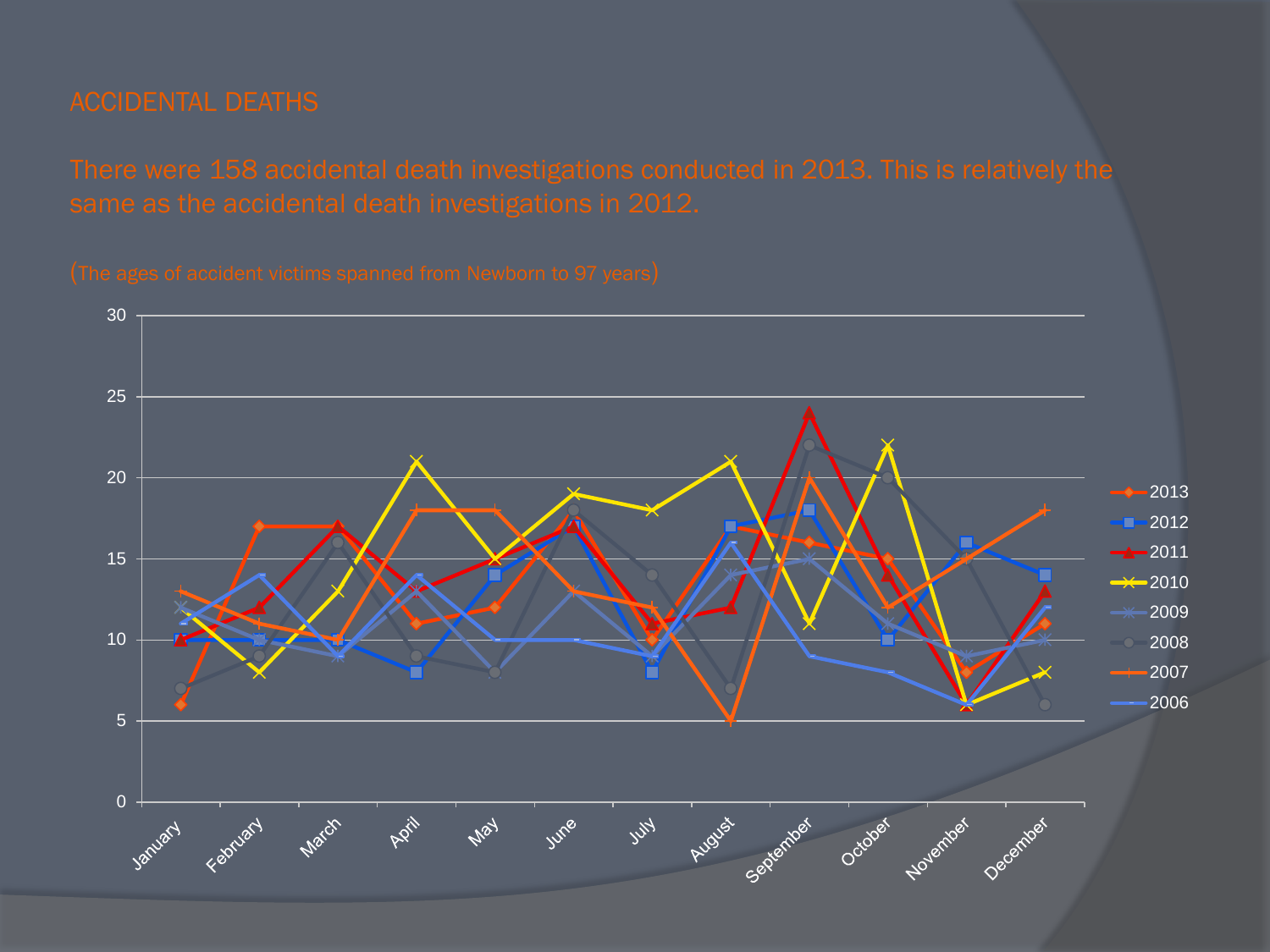# ACCIDENTAL DEATHS

There were 158 accidental death investigations conducted in 2013. This is relatively the same as the accidental death investigations in 2012.

(The ages of accident victims spanned from Newborn to 97 years)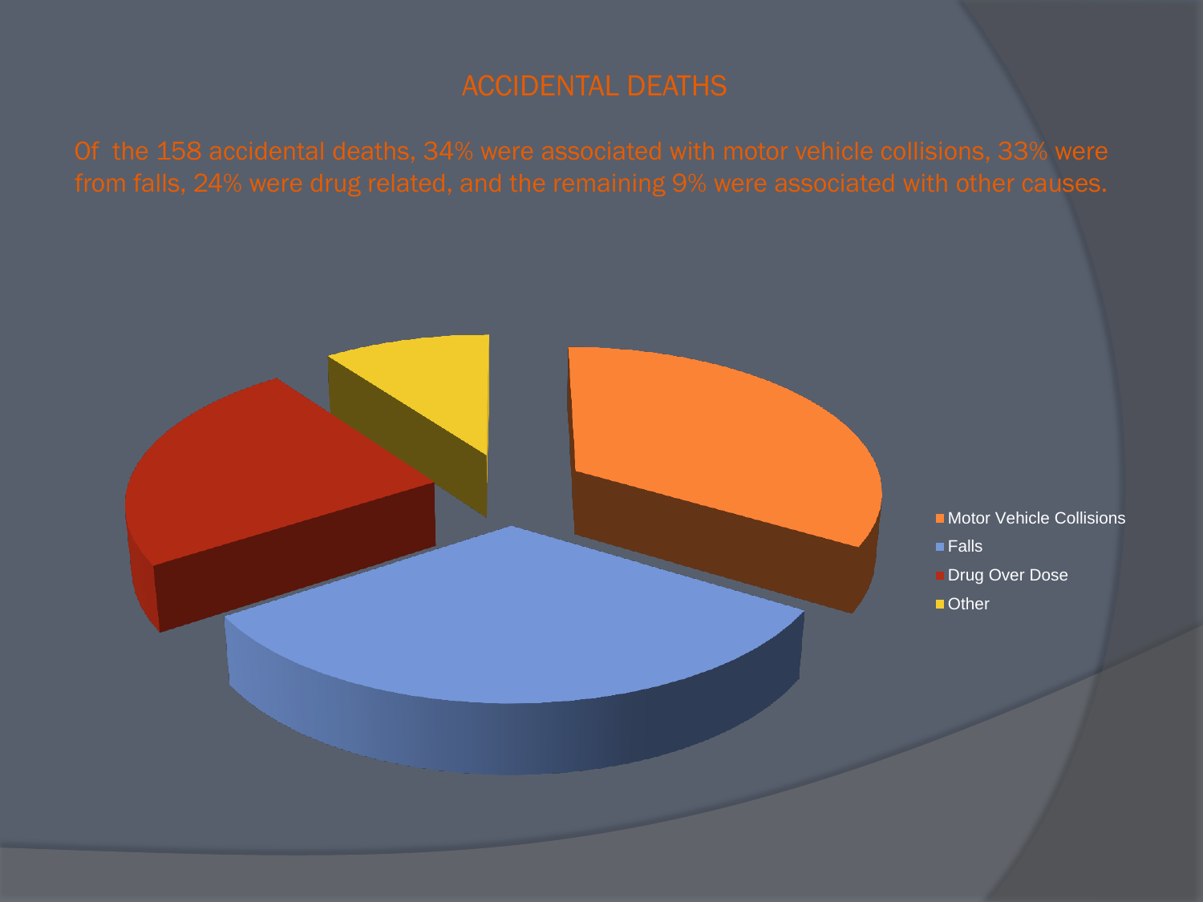# ACCIDENTAL DEATHS

Of the 158 accidental deaths, 34% were associated with motor vehicle collisions, 33% were from falls, 24% were drug related, and the remaining 9% were associated with other causes.

- Motor Vehicle Collisions
- Falls
- Drug Over Dose
- Other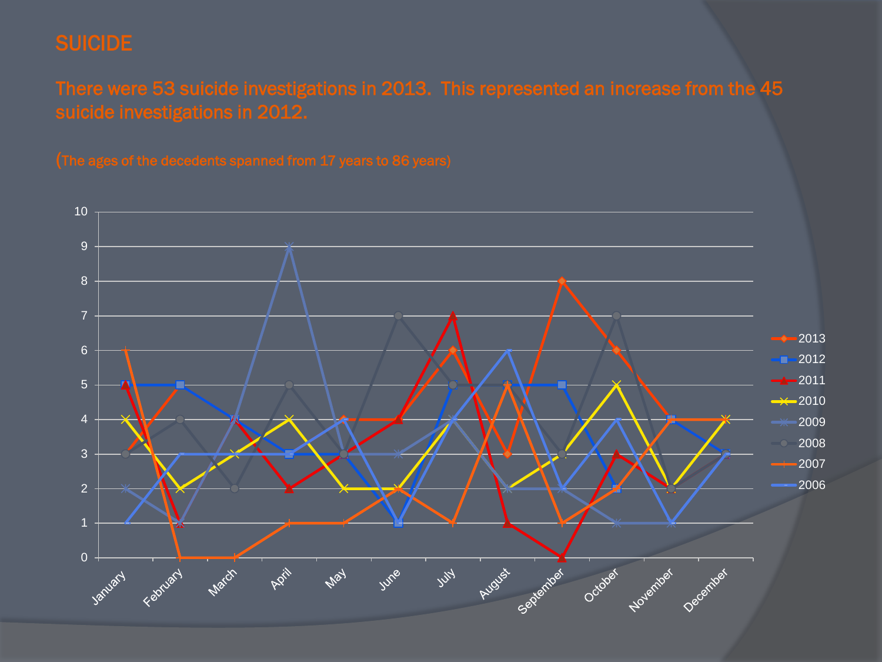# SUICIDE

There were 53 suicide investigations in 2013. This represented an increase from the 45 suicide investigations in 2012.

(The ages of the decedents spanned from 17 years to 86 years)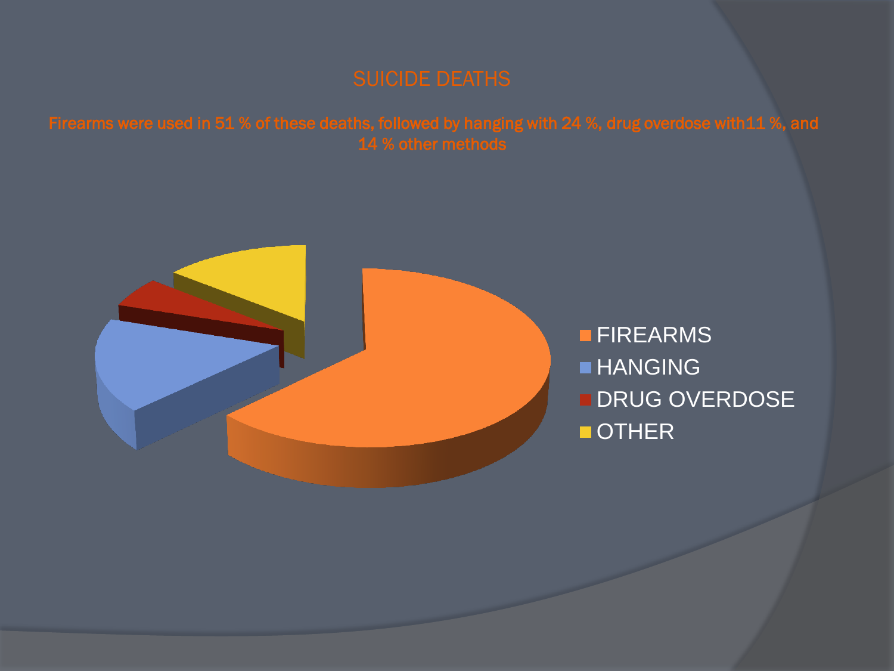# SUICIDE DEATHS

Firearms were used in 51 % of these deaths, followed by hanging with 24 %, drug overdose with11 %, and 14 % other methods

- FIREARMS
- HANGING
- DRUG OVERDOSE
- OTHER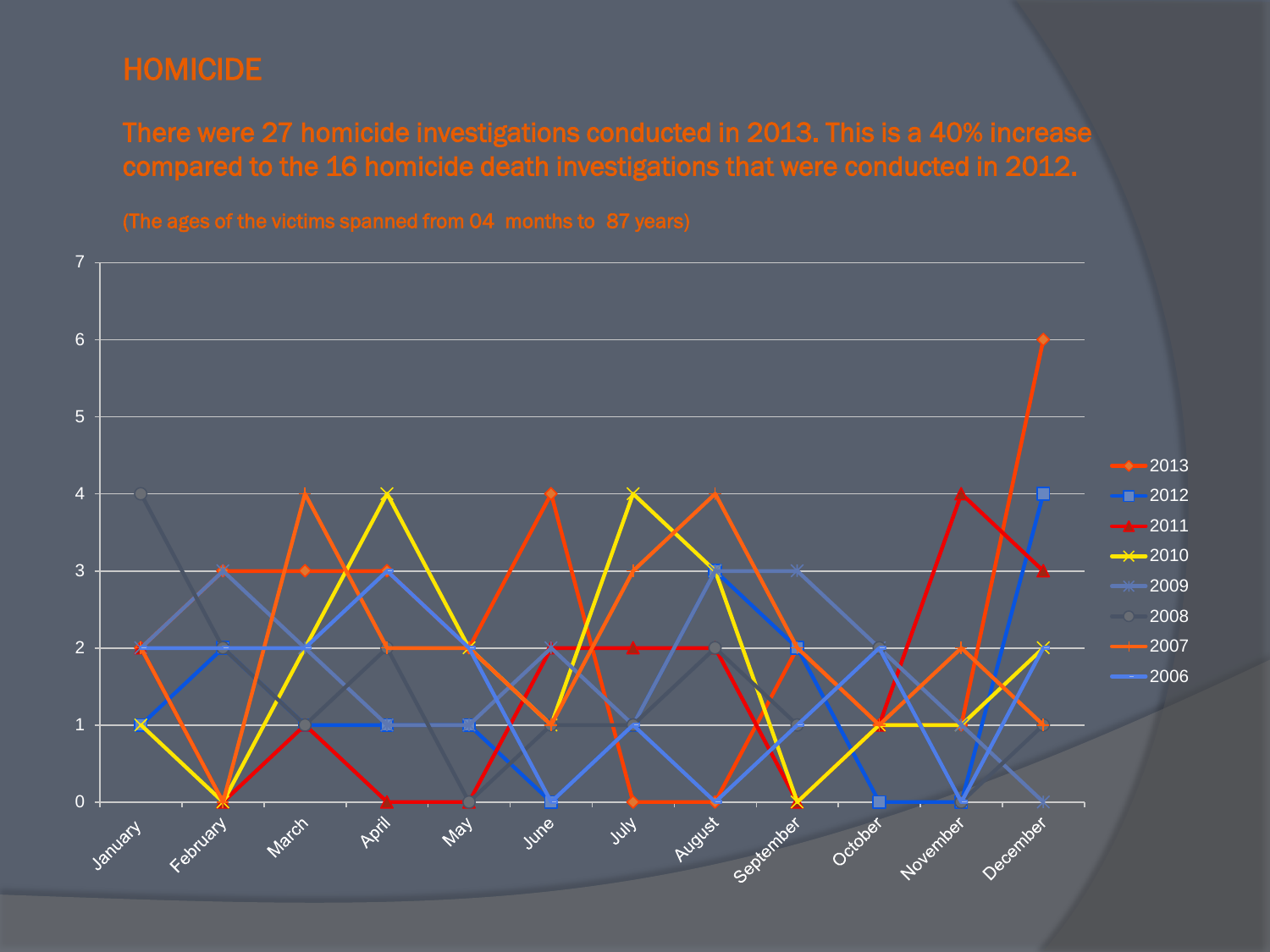# HOMICIDE

There were 27 homicide investigations conducted in 2013. This is a 40% increase compared to the 16 homicide death investigations that were conducted in 2012.

(The ages of the victims spanned from 04 months to 87 years)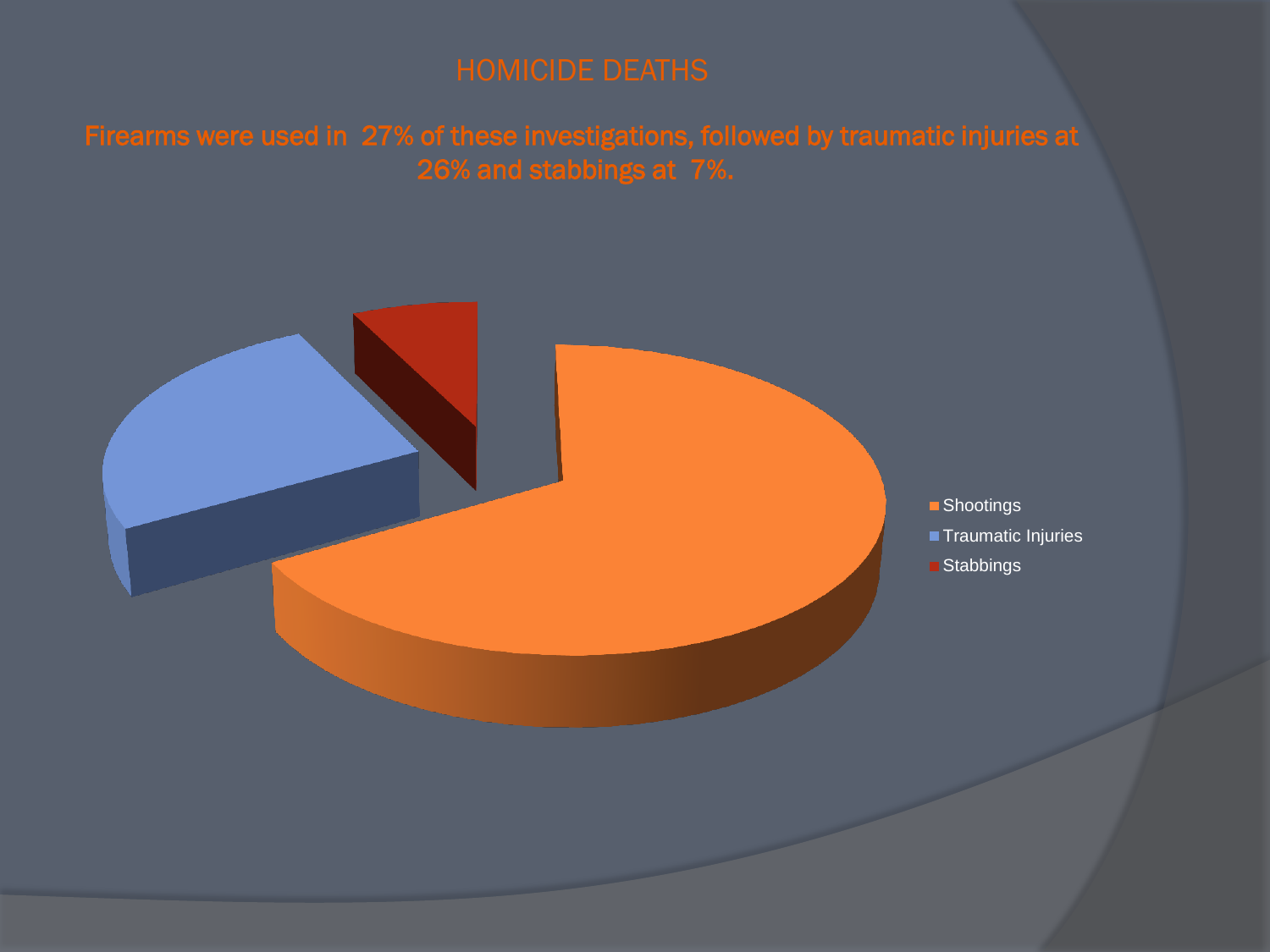# HOMICIDE DEATHS

**Firearms were used in 27% of these investigations, followed by traumatic injuries at 26% and stabbings at 7%.**

- Shootings
- Traumatic Injuries
- Stabbings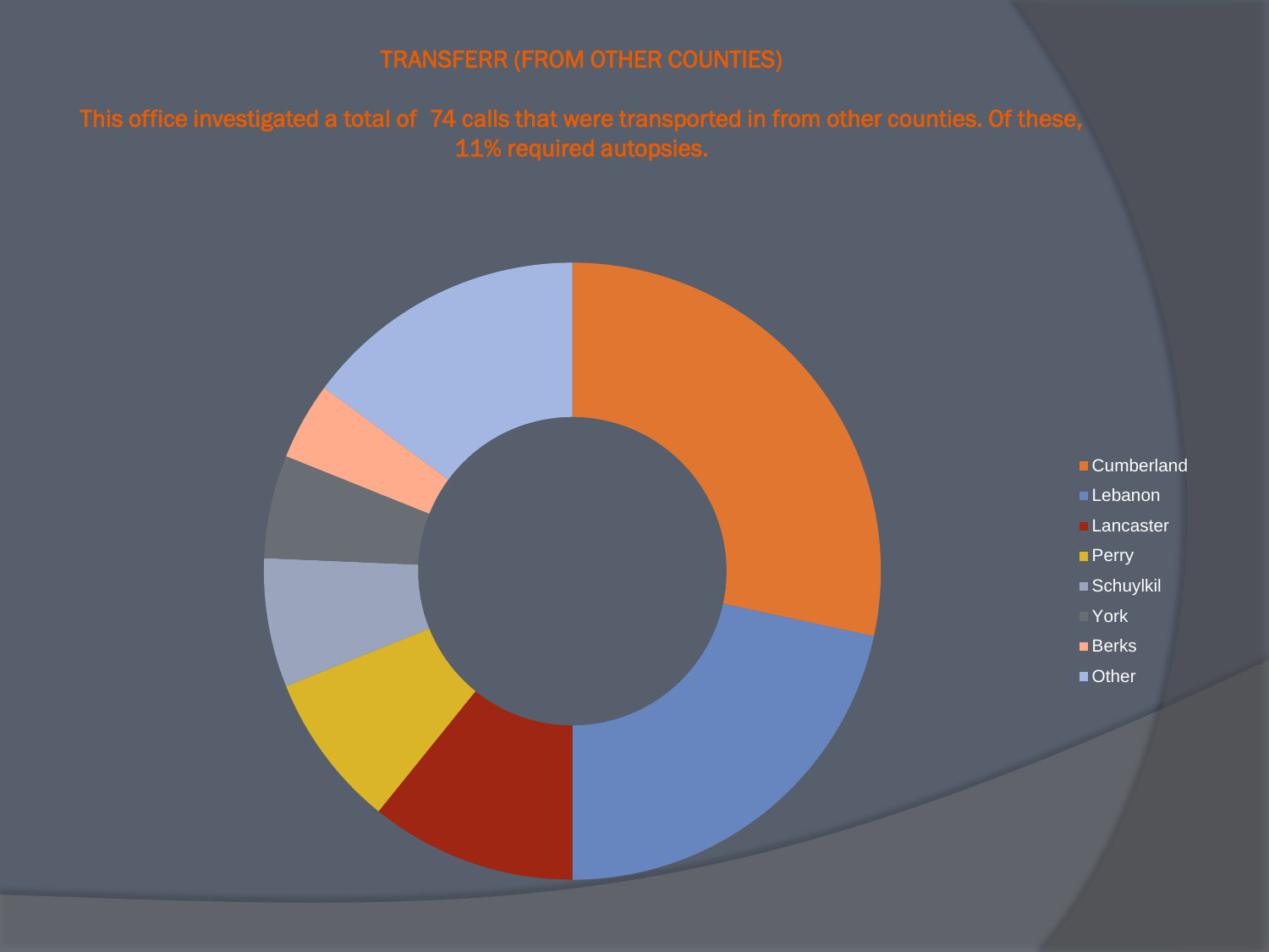# TRANSFERR (FROM OTHER COUNTIES)

This office investigated a total of 74 calls that were transported in from other counties. Of these, 11% required autopsies.

- Cumberland
- Lebanon
- Lancaster
- Perry
- Schuylkil
- York
- Berks
- Other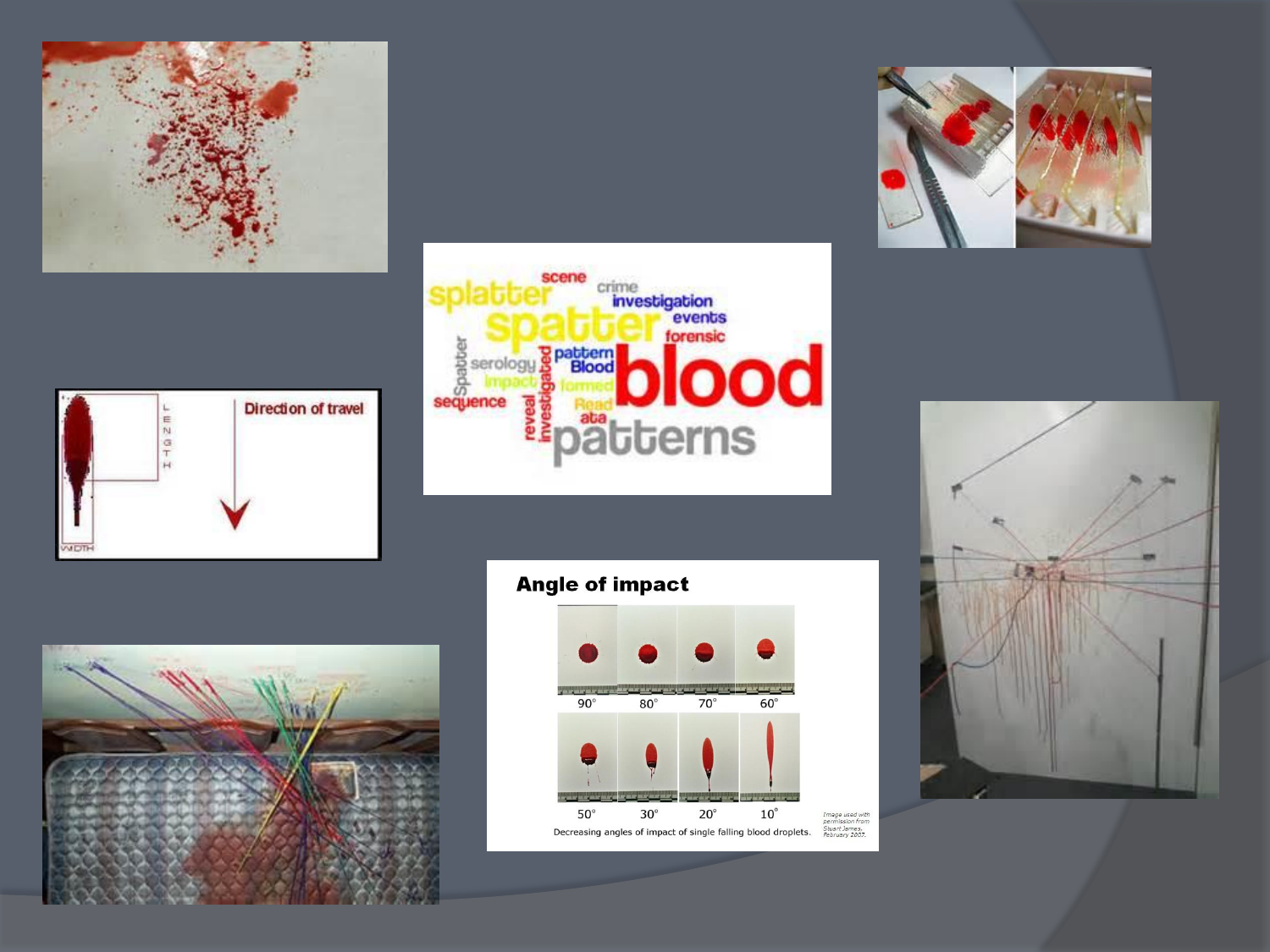Direction of travel

**Angle of impact**

90° 80° 70° 60°

50° 30° 20° 10°

Decreasing angles of impact of single falling blood droplets.

*Image used with permission from Stuart James, February 2007.*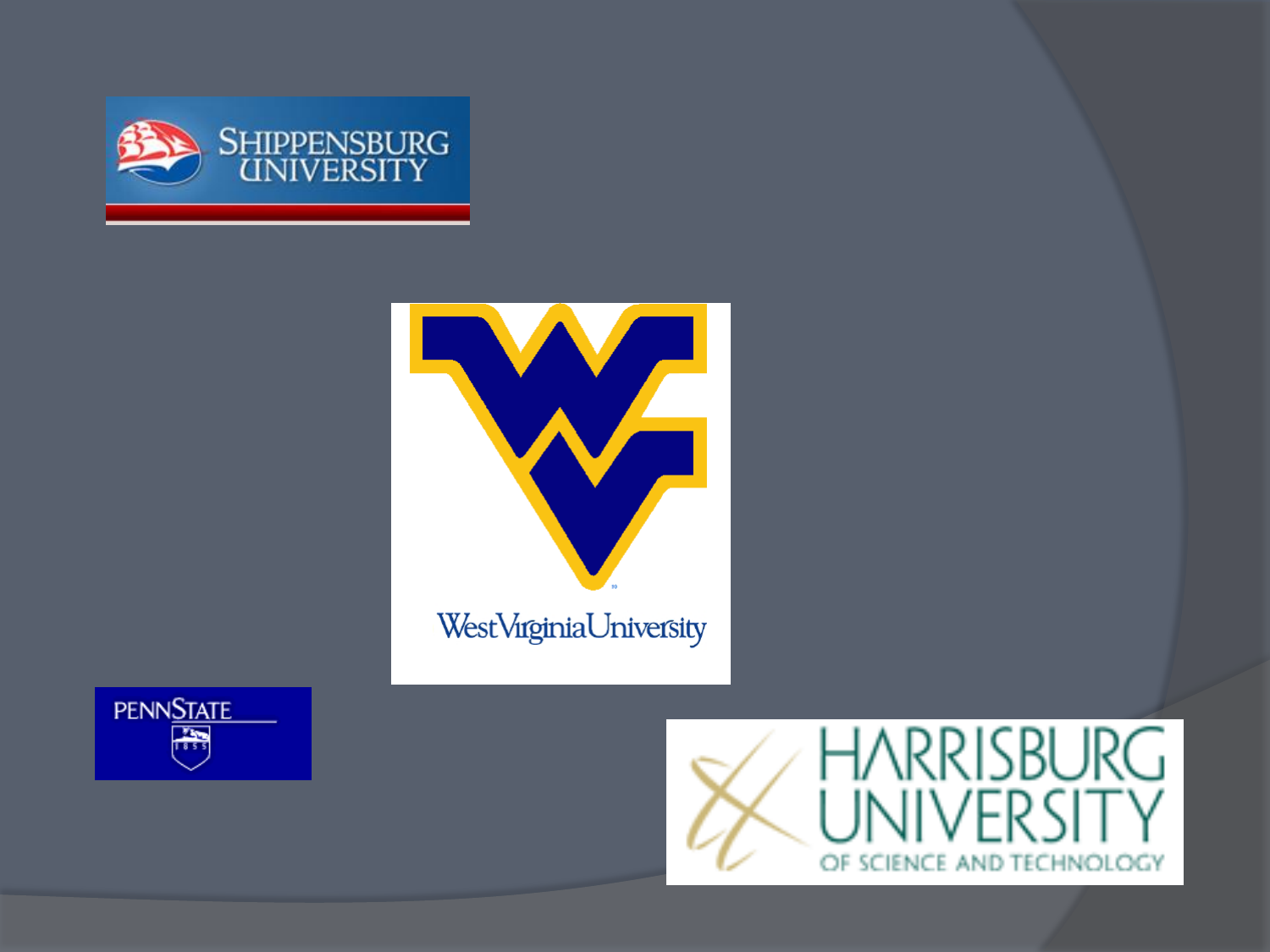SHIPPENSBURG UNIVERSITY

WestVirginiaUniversity

PENNSTATE

1855

HARRISBURG UNIVERSITY OF SCIENCE AND TECHNOLOGY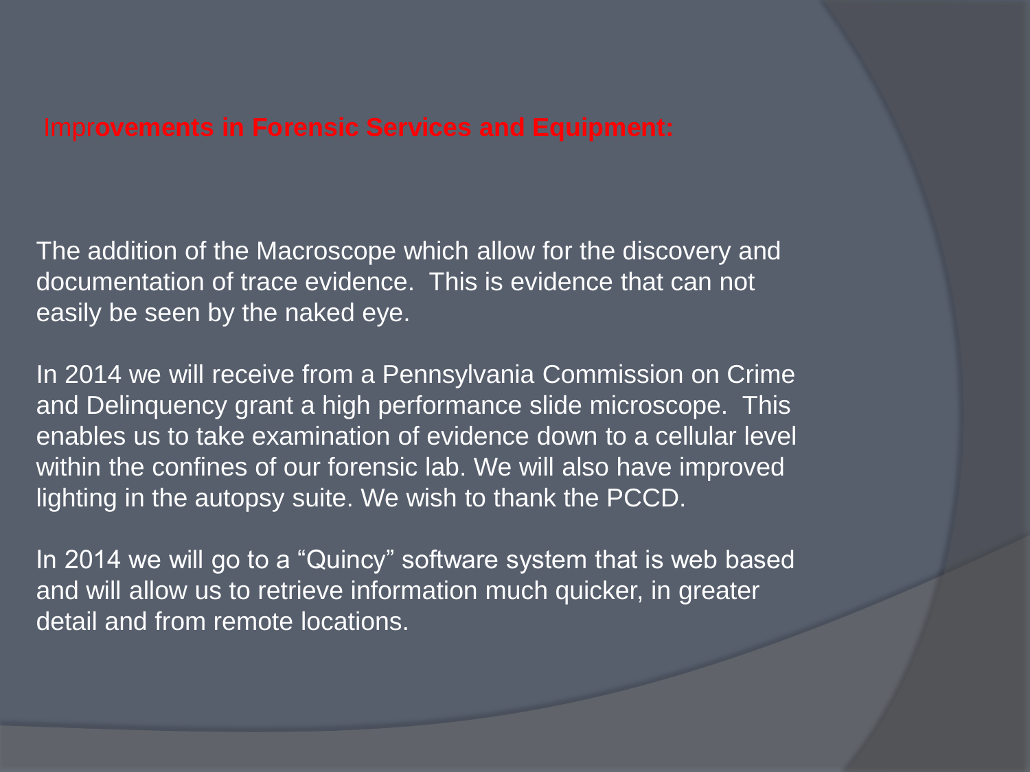## Improvements in Forensic Services and Equipment:

The addition of the Macroscope which allow for the discovery and documentation of trace evidence. This is evidence that can not easily be seen by the naked eye.

In 2014 we will receive from a Pennsylvania Commission on Crime and Delinquency grant a high performance slide microscope. This enables us to take examination of evidence down to a cellular level within the confines of our forensic lab. We will also have improved lighting in the autopsy suite. We wish to thank the PCCD.

In 2014 we will go to a “Quincy” software system that is web based and will allow us to retrieve information much quicker, in greater detail and from remote locations.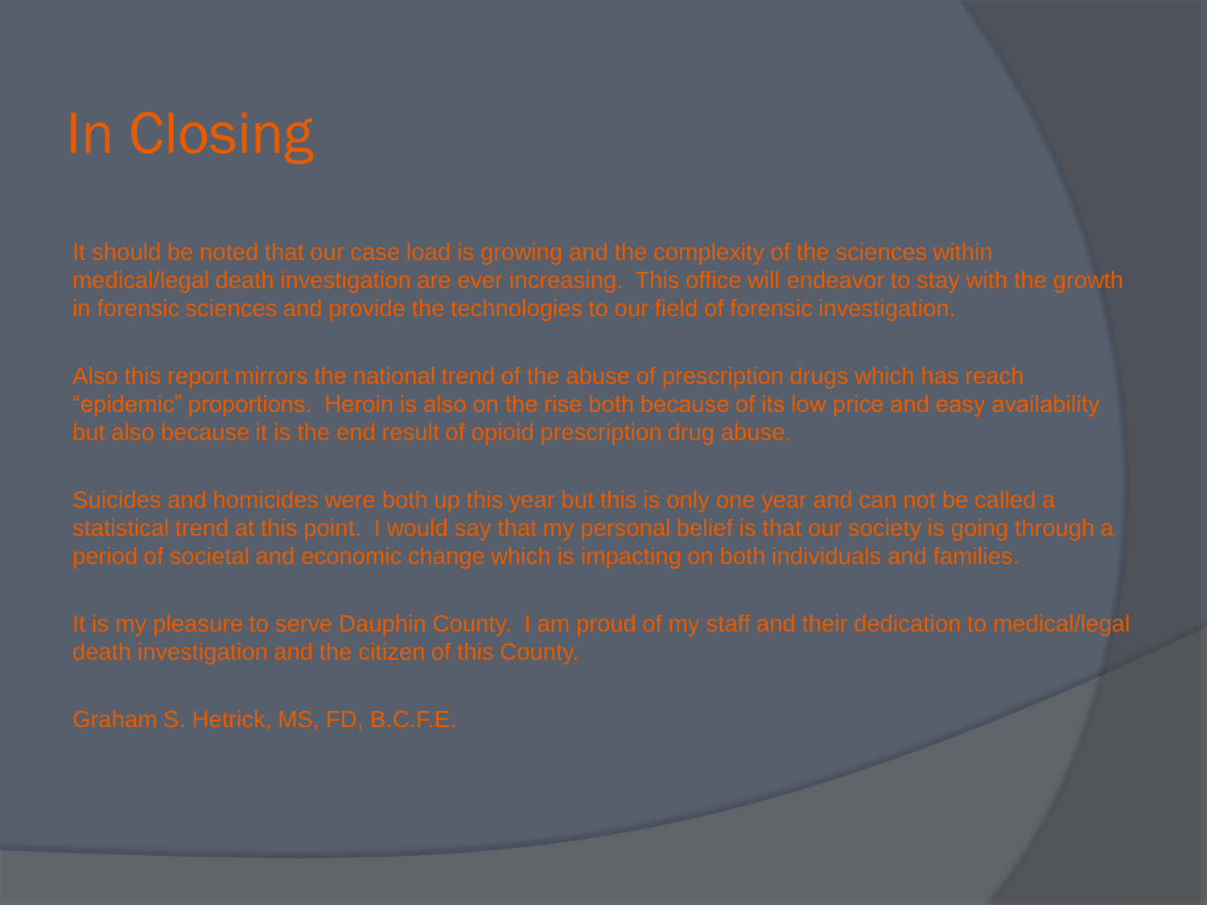# In Closing

It should be noted that our case load is growing and the complexity of the sciences within medical/legal death investigation are ever increasing. This office will endeavor to stay with the growth in forensic sciences and provide the technologies to our field of forensic investigation.

Also this report mirrors the national trend of the abuse of prescription drugs which has reach “epidemic” proportions. Heroin is also on the rise both because of its low price and easy availability but also because it is the end result of opioid prescription drug abuse.

Suicides and homicides were both up this year but this is only one year and can not be called a statistical trend at this point. I would say that my personal belief is that our society is going through a period of societal and economic change which is impacting on both individuals and families.

It is my pleasure to serve Dauphin County. I am proud of my staff and their dedication to medical/legal death investigation and the citizen of this County.

Graham S. Hetrick, MS, FD, B.C.F.E.